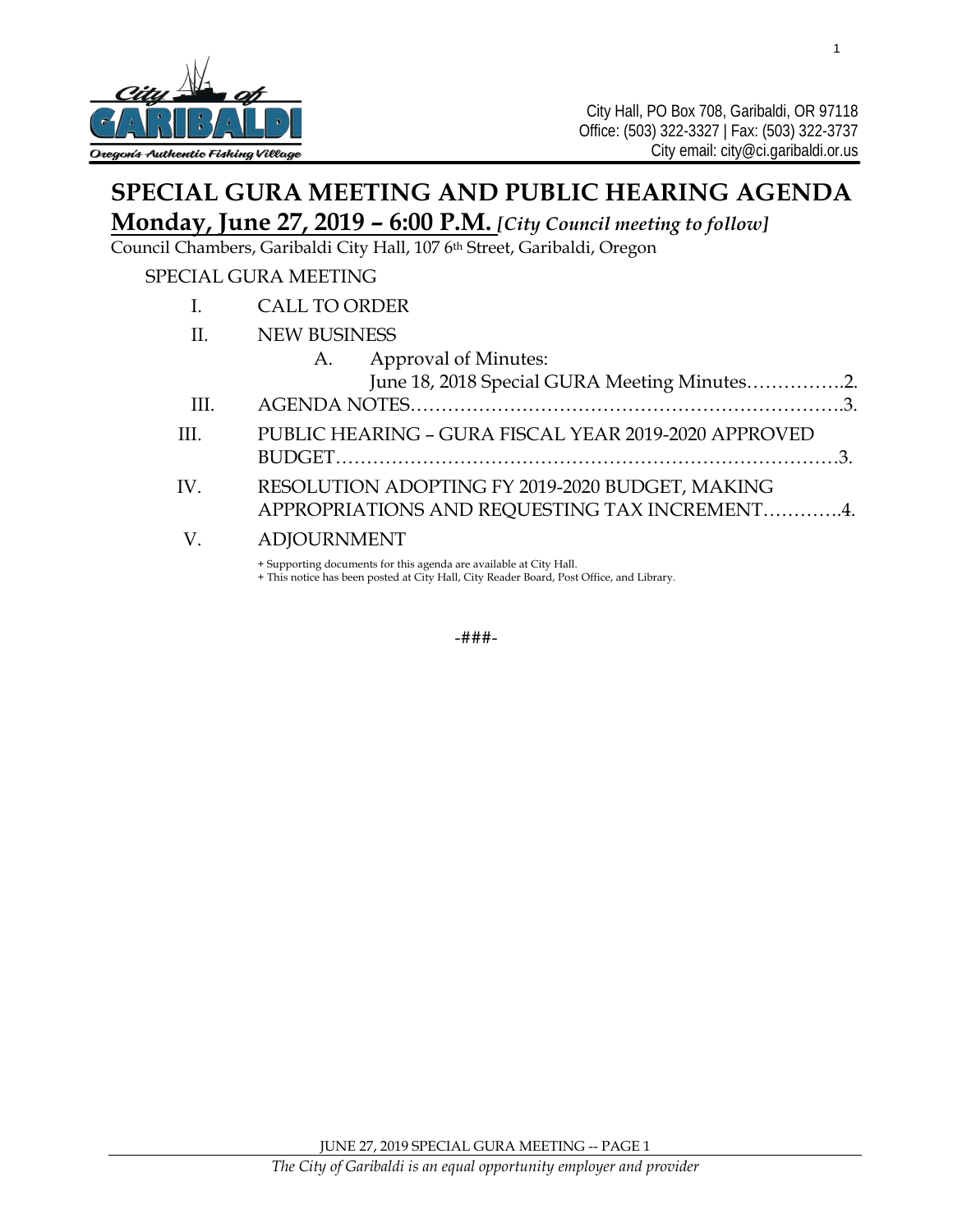City Hall, PO Box 708, Garibaldi, OR 97118
Office: (503) 322-3327 | Fax: (503) 322-3737
City email: city@ci.garibaldi.or.us

# SPECIAL GURA MEETING AND PUBLIC HEARING AGENDA

**Monday, June 27, 2019 – 6:00 P.M.** ***[City Council meeting to follow]***

Council Chambers, Garibaldi City Hall, 107 6th Street, Garibaldi, Oregon

SPECIAL GURA MEETING

I. CALL TO ORDER

II. NEW BUSINESS

   A. Approval of Minutes:
      June 18, 2018 Special GURA Meeting Minutes……………..2.

III. AGENDA NOTES………………………………………………………….3.

III. PUBLIC HEARING – GURA FISCAL YEAR 2019-2020 APPROVED BUDGET……………………………………………………………………….3.

IV. RESOLUTION ADOPTING FY 2019-2020 BUDGET, MAKING APPROPRIATIONS AND REQUESTING TAX INCREMENT………….4.

V. ADJOURNMENT

+ Supporting documents for this agenda are available at City Hall.
+ This notice has been posted at City Hall, City Reader Board, Post Office, and Library.

-###-

*The City of Garibaldi is an equal opportunity employer and provider*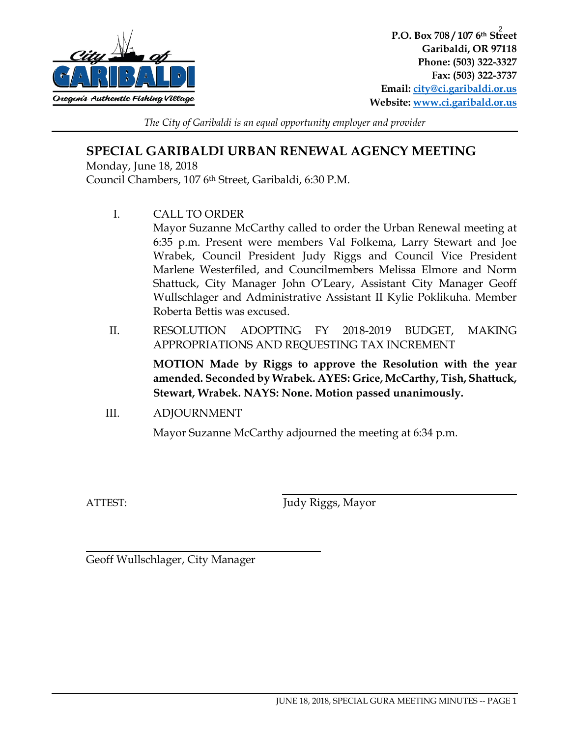**P.O. Box 708 / 107 6th Street**
**Garibaldi, OR 97118**
**Phone: (503) 322-3327**
**Fax: (503) 322-3737**
**Email: city@ci.garibaldi.or.us**
**Website: www.ci.garibald.or.us**

*The City of Garibaldi is an equal opportunity employer and provider*

## SPECIAL GARIBALDI URBAN RENEWAL AGENCY MEETING

Monday, June 18, 2018
Council Chambers, 107 6th Street, Garibaldi, 6:30 P.M.

I. CALL TO ORDER

Mayor Suzanne McCarthy called to order the Urban Renewal meeting at 6:35 p.m. Present were members Val Folkema, Larry Stewart and Joe Wrabek, Council President Judy Riggs and Council Vice President Marlene Westerfiled, and Councilmembers Melissa Elmore and Norm Shattuck, City Manager John O'Leary, Assistant City Manager Geoff Wullschlager and Administrative Assistant II Kylie Poklikuha. Member Roberta Bettis was excused.

II. RESOLUTION ADOPTING FY 2018-2019 BUDGET, MAKING APPROPRIATIONS AND REQUESTING TAX INCREMENT

**MOTION Made by Riggs to approve the Resolution with the year amended. Seconded by Wrabek. AYES: Grice, McCarthy, Tish, Shattuck, Stewart, Wrabek. NAYS: None. Motion passed unanimously.**

III. ADJOURNMENT

Mayor Suzanne McCarthy adjourned the meeting at 6:34 p.m.

ATTEST:

Judy Riggs, Mayor

Geoff Wullschlager, City Manager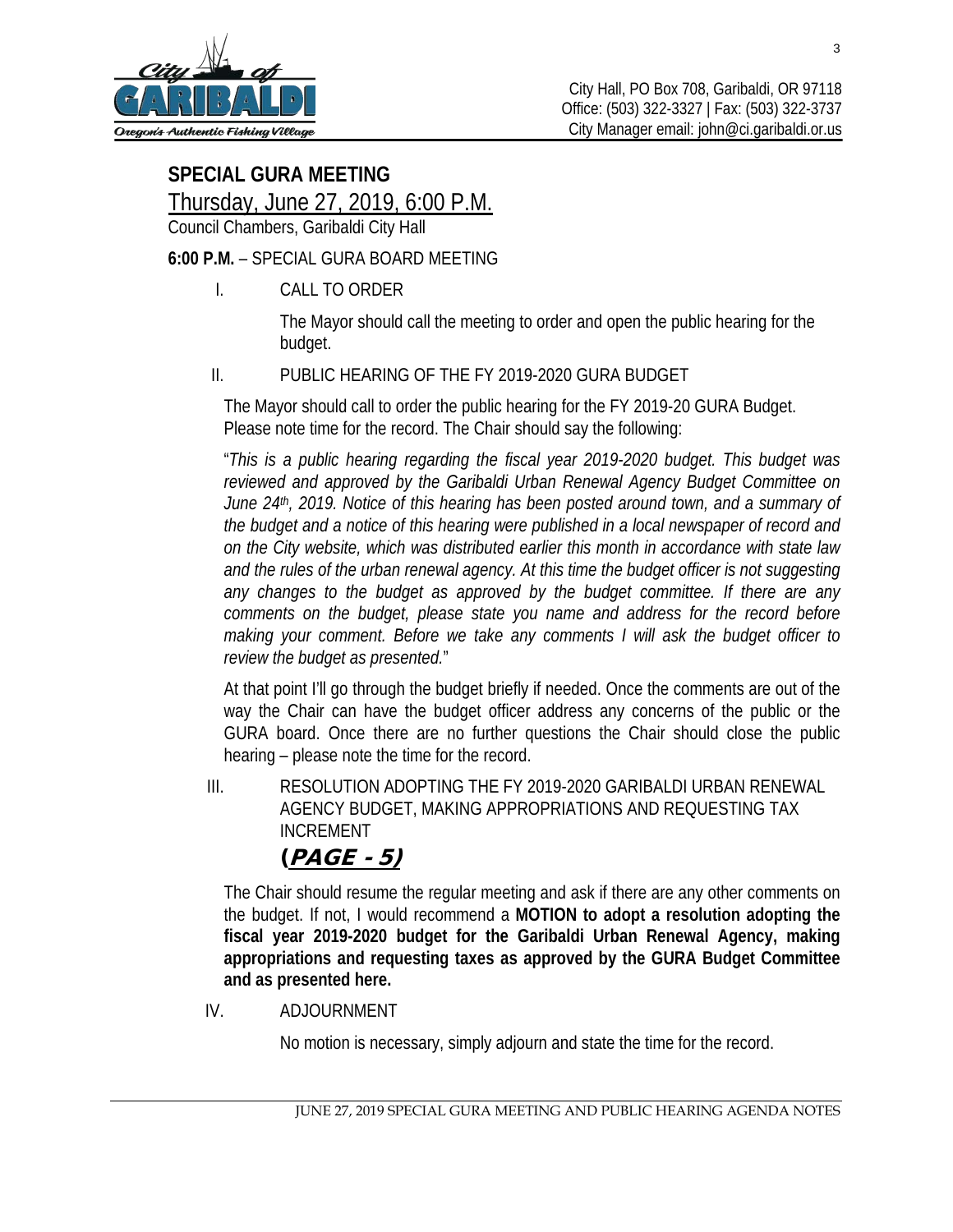City Hall, PO Box 708, Garibaldi, OR 97118
Office: (503) 322-3327 | Fax: (503) 322-3737
City Manager email: john@ci.garibaldi.or.us

## SPECIAL GURA MEETING

Thursday, June 27, 2019, 6:00 P.M.

Council Chambers, Garibaldi City Hall

**6:00 P.M.** – SPECIAL GURA BOARD MEETING

I. CALL TO ORDER

The Mayor should call the meeting to order and open the public hearing for the budget.

II. PUBLIC HEARING OF THE FY 2019-2020 GURA BUDGET

The Mayor should call to order the public hearing for the FY 2019-20 GURA Budget. Please note time for the record. The Chair should say the following:

"*This is a public hearing regarding the fiscal year 2019-2020 budget. This budget was reviewed and approved by the Garibaldi Urban Renewal Agency Budget Committee on June 24th, 2019. Notice of this hearing has been posted around town, and a summary of the budget and a notice of this hearing were published in a local newspaper of record and on the City website, which was distributed earlier this month in accordance with state law and the rules of the urban renewal agency. At this time the budget officer is not suggesting any changes to the budget as approved by the budget committee. If there are any comments on the budget, please state you name and address for the record before making your comment. Before we take any comments I will ask the budget officer to review the budget as presented.*"

At that point I'll go through the budget briefly if needed. Once the comments are out of the way the Chair can have the budget officer address any concerns of the public or the GURA board. Once there are no further questions the Chair should close the public hearing – please note the time for the record.

III. RESOLUTION ADOPTING THE FY 2019-2020 GARIBALDI URBAN RENEWAL AGENCY BUDGET, MAKING APPROPRIATIONS AND REQUESTING TAX INCREMENT

**(PAGE - 5)**

The Chair should resume the regular meeting and ask if there are any other comments on the budget. If not, I would recommend a **MOTION to adopt a resolution adopting the fiscal year 2019-2020 budget for the Garibaldi Urban Renewal Agency, making appropriations and requesting taxes as approved by the GURA Budget Committee and as presented here.**

IV. ADJOURNMENT

No motion is necessary, simply adjourn and state the time for the record.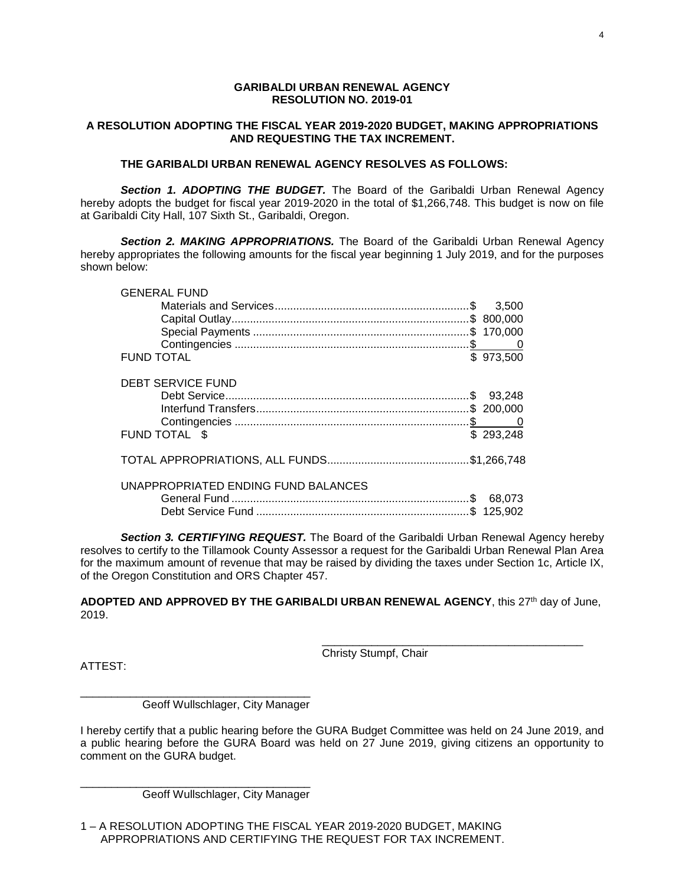**GARIBALDI URBAN RENEWAL AGENCY**
**RESOLUTION NO. 2019-01**

**A RESOLUTION ADOPTING THE FISCAL YEAR 2019-2020 BUDGET, MAKING APPROPRIATIONS AND REQUESTING THE TAX INCREMENT.**

**THE GARIBALDI URBAN RENEWAL AGENCY RESOLVES AS FOLLOWS:**

***Section 1. ADOPTING THE BUDGET.*** The Board of the Garibaldi Urban Renewal Agency hereby adopts the budget for fiscal year 2019-2020 in the total of $1,266,748. This budget is now on file at Garibaldi City Hall, 107 Sixth St., Garibaldi, Oregon.

***Section 2. MAKING APPROPRIATIONS.*** The Board of the Garibaldi Urban Renewal Agency hereby appropriates the following amounts for the fiscal year beginning 1 July 2019, and for the purposes shown below:

| | |
|---|---|
| GENERAL FUND | |
| Materials and Services | $ 3,500 |
| Capital Outlay | $ 800,000 |
| Special Payments | $ 170,000 |
| Contingencies | $ 0 |
| FUND TOTAL | $ 973,500 |
| DEBT SERVICE FUND | |
| Debt Service | $ 93,248 |
| Interfund Transfers | $ 200,000 |
| Contingencies | $ 0 |
| FUND TOTAL $ | $ 293,248 |
| TOTAL APPROPRIATIONS, ALL FUNDS | $1,266,748 |
| UNAPPROPRIATED ENDING FUND BALANCES | |
| General Fund | $ 68,073 |
| Debt Service Fund | $ 125,902 |

***Section 3. CERTIFYING REQUEST.*** The Board of the Garibaldi Urban Renewal Agency hereby resolves to certify to the Tillamook County Assessor a request for the Garibaldi Urban Renewal Plan Area for the maximum amount of revenue that may be raised by dividing the taxes under Section 1c, Article IX, of the Oregon Constitution and ORS Chapter 457.

**ADOPTED AND APPROVED BY THE GARIBALDI URBAN RENEWAL AGENCY**, this 27th day of June, 2019.

_______________________________________
Christy Stumpf, Chair

ATTEST:

_______________________________________
Geoff Wullschlager, City Manager

I hereby certify that a public hearing before the GURA Budget Committee was held on 24 June 2019, and a public hearing before the GURA Board was held on 27 June 2019, giving citizens an opportunity to comment on the GURA budget.

_______________________________________
Geoff Wullschlager, City Manager

1 – A RESOLUTION ADOPTING THE FISCAL YEAR 2019-2020 BUDGET, MAKING APPROPRIATIONS AND CERTIFYING THE REQUEST FOR TAX INCREMENT.